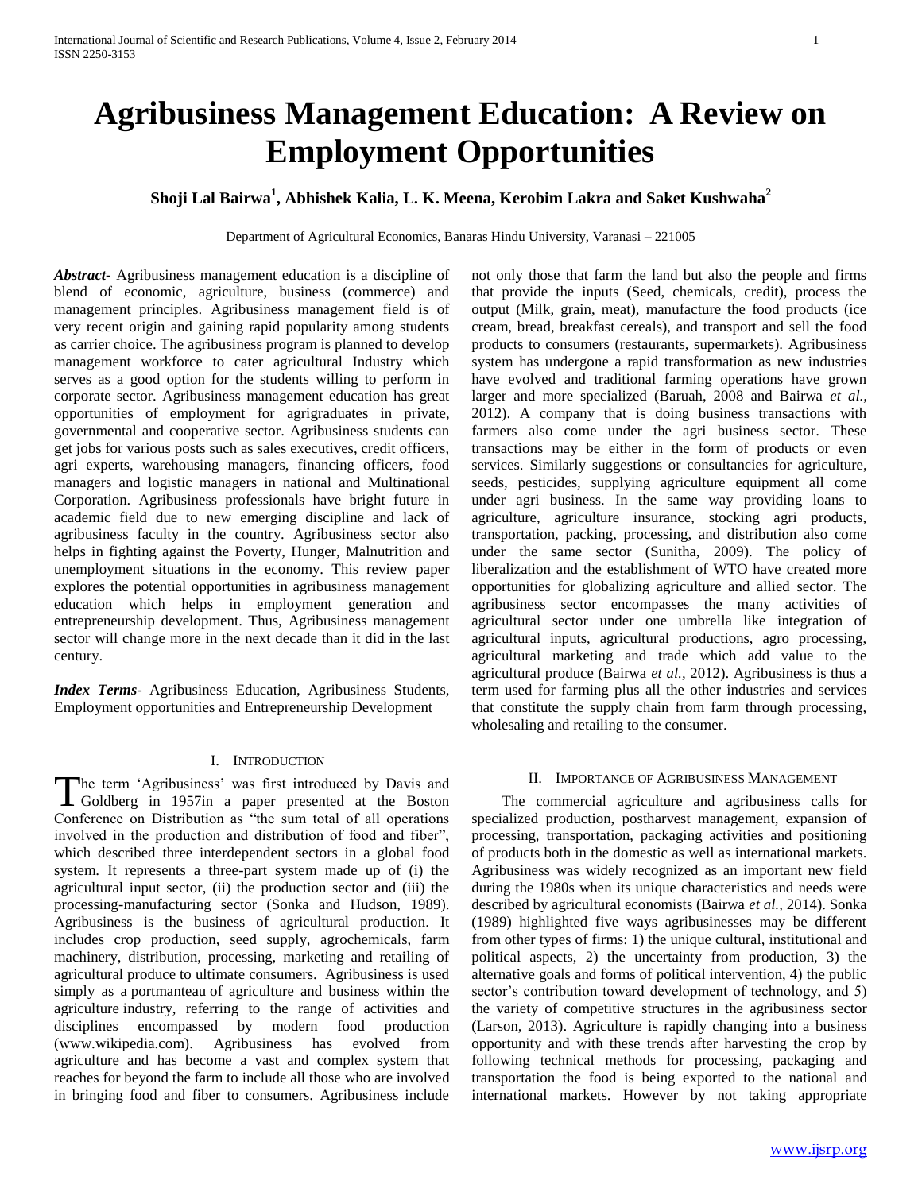# Agribusiness Management Education: A Review on Employment Opportunities

**Shoji Lal Bairwa[1], Abhishek Kalia, L. K. Meena, Kerobim Lakra and Saket Kushwaha[2]**

Department of Agricultural Economics, Banaras Hindu University, Varanasi – 221005

***Abstract***- Agribusiness management education is a discipline of blend of economic, agriculture, business (commerce) and management principles. Agribusiness management field is of very recent origin and gaining rapid popularity among students as carrier choice. The agribusiness program is planned to develop management workforce to cater agricultural Industry which serves as a good option for the students willing to perform in corporate sector. Agribusiness management education has great opportunities of employment for agrigraduates in private, governmental and cooperative sector. Agribusiness students can get jobs for various posts such as sales executives, credit officers, agri experts, warehousing managers, financing officers, food managers and logistic managers in national and Multinational Corporation. Agribusiness professionals have bright future in academic field due to new emerging discipline and lack of agribusiness faculty in the country. Agribusiness sector also helps in fighting against the Poverty, Hunger, Malnutrition and unemployment situations in the economy. This review paper explores the potential opportunities in agribusiness management education which helps in employment generation and entrepreneurship development. Thus, Agribusiness management sector will change more in the next decade than it did in the last century.

***Index Terms***- Agribusiness Education, Agribusiness Students, Employment opportunities and Entrepreneurship Development

## I. Introduction

The term 'Agribusiness' was first introduced by Davis and Goldberg in 1957in a paper presented at the Boston Conference on Distribution as "the sum total of all operations involved in the production and distribution of food and fiber", which described three interdependent sectors in a global food system. It represents a three-part system made up of (i) the agricultural input sector, (ii) the production sector and (iii) the processing-manufacturing sector (Sonka and Hudson, 1989). Agribusiness is the business of agricultural production. It includes crop production, seed supply, agrochemicals, farm machinery, distribution, processing, marketing and retailing of agricultural produce to ultimate consumers. Agribusiness is used simply as a portmanteau of agriculture and business within the agriculture industry, referring to the range of activities and disciplines encompassed by modern food production (www.wikipedia.com). Agribusiness has evolved from agriculture and has become a vast and complex system that reaches for beyond the farm to include all those who are involved in bringing food and fiber to consumers. Agribusiness include not only those that farm the land but also the people and firms that provide the inputs (Seed, chemicals, credit), process the output (Milk, grain, meat), manufacture the food products (ice cream, bread, breakfast cereals), and transport and sell the food products to consumers (restaurants, supermarkets). Agribusiness system has undergone a rapid transformation as new industries have evolved and traditional farming operations have grown larger and more specialized (Baruah, 2008 and Bairwa *et al.,* 2012). A company that is doing business transactions with farmers also come under the agri business sector. These transactions may be either in the form of products or even services. Similarly suggestions or consultancies for agriculture, seeds, pesticides, supplying agriculture equipment all come under agri business. In the same way providing loans to agriculture, agriculture insurance, stocking agri products, transportation, packing, processing, and distribution also come under the same sector (Sunitha, 2009). The policy of liberalization and the establishment of WTO have created more opportunities for globalizing agriculture and allied sector. The agribusiness sector encompasses the many activities of agricultural sector under one umbrella like integration of agricultural inputs, agricultural productions, agro processing, agricultural marketing and trade which add value to the agricultural produce (Bairwa *et al.,* 2012). Agribusiness is thus a term used for farming plus all the other industries and services that constitute the supply chain from farm through processing, wholesaling and retailing to the consumer.

## II. Importance of Agribusiness Management

The commercial agriculture and agribusiness calls for specialized production, postharvest management, expansion of processing, transportation, packaging activities and positioning of products both in the domestic as well as international markets. Agribusiness was widely recognized as an important new field during the 1980s when its unique characteristics and needs were described by agricultural economists (Bairwa *et al.,* 2014). Sonka (1989) highlighted five ways agribusinesses may be different from other types of firms: 1) the unique cultural, institutional and political aspects, 2) the uncertainty from production, 3) the alternative goals and forms of political intervention, 4) the public sector's contribution toward development of technology, and 5) the variety of competitive structures in the agribusiness sector (Larson, 2013). Agriculture is rapidly changing into a business opportunity and with these trends after harvesting the crop by following technical methods for processing, packaging and transportation the food is being exported to the national and international markets. However by not taking appropriate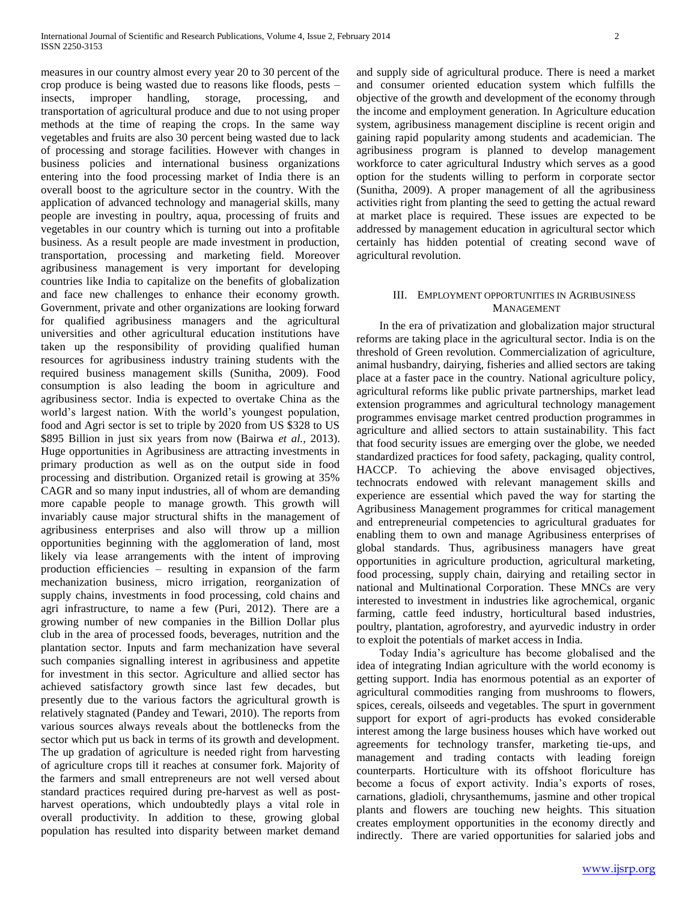measures in our country almost every year 20 to 30 percent of the crop produce is being wasted due to reasons like floods, pests – insects, improper handling, storage, processing, and transportation of agricultural produce and due to not using proper methods at the time of reaping the crops. In the same way vegetables and fruits are also 30 percent being wasted due to lack of processing and storage facilities. However with changes in business policies and international business organizations entering into the food processing market of India there is an overall boost to the agriculture sector in the country. With the application of advanced technology and managerial skills, many people are investing in poultry, aqua, processing of fruits and vegetables in our country which is turning out into a profitable business. As a result people are made investment in production, transportation, processing and marketing field. Moreover agribusiness management is very important for developing countries like India to capitalize on the benefits of globalization and face new challenges to enhance their economy growth. Government, private and other organizations are looking forward for qualified agribusiness managers and the agricultural universities and other agricultural education institutions have taken up the responsibility of providing qualified human resources for agribusiness industry training students with the required business management skills (Sunitha, 2009). Food consumption is also leading the boom in agriculture and agribusiness sector. India is expected to overtake China as the world's largest nation. With the world's youngest population, food and Agri sector is set to triple by 2020 from US $328 to US $895 Billion in just six years from now (Bairwa *et al.*, 2013). Huge opportunities in Agribusiness are attracting investments in primary production as well as on the output side in food processing and distribution. Organized retail is growing at 35% CAGR and so many input industries, all of whom are demanding more capable people to manage growth. This growth will invariably cause major structural shifts in the management of agribusiness enterprises and also will throw up a million opportunities beginning with the agglomeration of land, most likely via lease arrangements with the intent of improving production efficiencies – resulting in expansion of the farm mechanization business, micro irrigation, reorganization of supply chains, investments in food processing, cold chains and agri infrastructure, to name a few (Puri, 2012). There are a growing number of new companies in the Billion Dollar plus club in the area of processed foods, beverages, nutrition and the plantation sector. Inputs and farm mechanization have several such companies signalling interest in agribusiness and appetite for investment in this sector. Agriculture and allied sector has achieved satisfactory growth since last few decades, but presently due to the various factors the agricultural growth is relatively stagnated (Pandey and Tewari, 2010). The reports from various sources always reveals about the bottlenecks from the sector which put us back in terms of its growth and development. The up gradation of agriculture is needed right from harvesting of agriculture crops till it reaches at consumer fork. Majority of the farmers and small entrepreneurs are not well versed about standard practices required during pre-harvest as well as post-harvest operations, which undoubtedly plays a vital role in overall productivity. In addition to these, growing global population has resulted into disparity between market demand and supply side of agricultural produce. There is need a market and consumer oriented education system which fulfills the objective of the growth and development of the economy through the income and employment generation. In Agriculture education system, agribusiness management discipline is recent origin and gaining rapid popularity among students and academician. The agribusiness program is planned to develop management workforce to cater agricultural Industry which serves as a good option for the students willing to perform in corporate sector (Sunitha, 2009). A proper management of all the agribusiness activities right from planting the seed to getting the actual reward at market place is required. These issues are expected to be addressed by management education in agricultural sector which certainly has hidden potential of creating second wave of agricultural revolution.

## III. Employment opportunities in Agribusiness Management

In the era of privatization and globalization major structural reforms are taking place in the agricultural sector. India is on the threshold of Green revolution. Commercialization of agriculture, animal husbandry, dairying, fisheries and allied sectors are taking place at a faster pace in the country. National agriculture policy, agricultural reforms like public private partnerships, market lead extension programmes and agricultural technology management programmes envisage market centred production programmes in agriculture and allied sectors to attain sustainability. This fact that food security issues are emerging over the globe, we needed standardized practices for food safety, packaging, quality control, HACCP. To achieving the above envisaged objectives, technocrats endowed with relevant management skills and experience are essential which paved the way for starting the Agribusiness Management programmes for critical management and entrepreneurial competencies to agricultural graduates for enabling them to own and manage Agribusiness enterprises of global standards. Thus, agribusiness managers have great opportunities in agriculture production, agricultural marketing, food processing, supply chain, dairying and retailing sector in national and Multinational Corporation. These MNCs are very interested to investment in industries like agrochemical, organic farming, cattle feed industry, horticultural based industries, poultry, plantation, agroforestry, and ayurvedic industry in order to exploit the potentials of market access in India.

Today India's agriculture has become globalised and the idea of integrating Indian agriculture with the world economy is getting support. India has enormous potential as an exporter of agricultural commodities ranging from mushrooms to flowers, spices, cereals, oilseeds and vegetables. The spurt in government support for export of agri-products has evoked considerable interest among the large business houses which have worked out agreements for technology transfer, marketing tie-ups, and management and trading contacts with leading foreign counterparts. Horticulture with its offshoot floriculture has become a focus of export activity. India's exports of roses, carnations, gladioli, chrysanthemums, jasmine and other tropical plants and flowers are touching new heights. This situation creates employment opportunities in the economy directly and indirectly. There are varied opportunities for salaried jobs and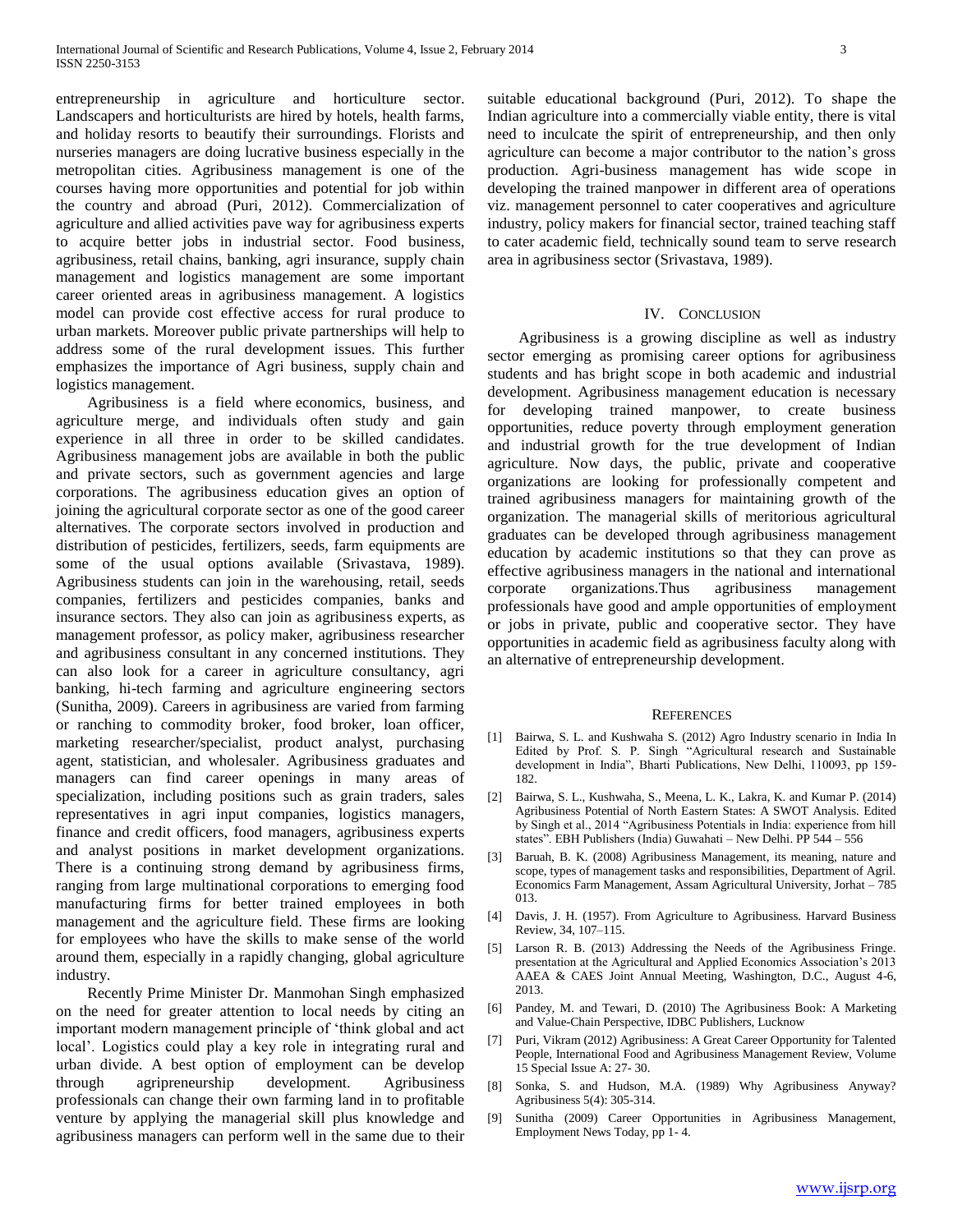entrepreneurship in agriculture and horticulture sector. Landscapers and horticulturists are hired by hotels, health farms, and holiday resorts to beautify their surroundings. Florists and nurseries managers are doing lucrative business especially in the metropolitan cities. Agribusiness management is one of the courses having more opportunities and potential for job within the country and abroad (Puri, 2012). Commercialization of agriculture and allied activities pave way for agribusiness experts to acquire better jobs in industrial sector. Food business, agribusiness, retail chains, banking, agri insurance, supply chain management and logistics management are some important career oriented areas in agribusiness management. A logistics model can provide cost effective access for rural produce to urban markets. Moreover public private partnerships will help to address some of the rural development issues. This further emphasizes the importance of Agri business, supply chain and logistics management.

Agribusiness is a field where economics, business, and agriculture merge, and individuals often study and gain experience in all three in order to be skilled candidates. Agribusiness management jobs are available in both the public and private sectors, such as government agencies and large corporations. The agribusiness education gives an option of joining the agricultural corporate sector as one of the good career alternatives. The corporate sectors involved in production and distribution of pesticides, fertilizers, seeds, farm equipments are some of the usual options available (Srivastava, 1989). Agribusiness students can join in the warehousing, retail, seeds companies, fertilizers and pesticides companies, banks and insurance sectors. They also can join as agribusiness experts, as management professor, as policy maker, agribusiness researcher and agribusiness consultant in any concerned institutions. They can also look for a career in agriculture consultancy, agri banking, hi-tech farming and agriculture engineering sectors (Sunitha, 2009). Careers in agribusiness are varied from farming or ranching to commodity broker, food broker, loan officer, marketing researcher/specialist, product analyst, purchasing agent, statistician, and wholesaler. Agribusiness graduates and managers can find career openings in many areas of specialization, including positions such as grain traders, sales representatives in agri input companies, logistics managers, finance and credit officers, food managers, agribusiness experts and analyst positions in market development organizations. There is a continuing strong demand by agribusiness firms, ranging from large multinational corporations to emerging food manufacturing firms for better trained employees in both management and the agriculture field. These firms are looking for employees who have the skills to make sense of the world around them, especially in a rapidly changing, global agriculture industry.

Recently Prime Minister Dr. Manmohan Singh emphasized on the need for greater attention to local needs by citing an important modern management principle of 'think global and act local'. Logistics could play a key role in integrating rural and urban divide. A best option of employment can be develop through agripreneurship development. Agribusiness professionals can change their own farming land in to profitable venture by applying the managerial skill plus knowledge and agribusiness managers can perform well in the same due to their suitable educational background (Puri, 2012). To shape the Indian agriculture into a commercially viable entity, there is vital need to inculcate the spirit of entrepreneurship, and then only agriculture can become a major contributor to the nation's gross production. Agri-business management has wide scope in developing the trained manpower in different area of operations viz. management personnel to cater cooperatives and agriculture industry, policy makers for financial sector, trained teaching staff to cater academic field, technically sound team to serve research area in agribusiness sector (Srivastava, 1989).

## IV. Conclusion

Agribusiness is a growing discipline as well as industry sector emerging as promising career options for agribusiness students and has bright scope in both academic and industrial development. Agribusiness management education is necessary for developing trained manpower, to create business opportunities, reduce poverty through employment generation and industrial growth for the true development of Indian agriculture. Now days, the public, private and cooperative organizations are looking for professionally competent and trained agribusiness managers for maintaining growth of the organization. The managerial skills of meritorious agricultural graduates can be developed through agribusiness management education by academic institutions so that they can prove as effective agribusiness managers in the national and international corporate organizations.Thus agribusiness management professionals have good and ample opportunities of employment or jobs in private, public and cooperative sector. They have opportunities in academic field as agribusiness faculty along with an alternative of entrepreneurship development.

## References

[1] Bairwa, S. L. and Kushwaha S. (2012) Agro Industry scenario in India In Edited by Prof. S. P. Singh "Agricultural research and Sustainable development in India", Bharti Publications, New Delhi, 110093, pp 159-182.

[2] Bairwa, S. L., Kushwaha, S., Meena, L. K., Lakra, K. and Kumar P. (2014) Agribusiness Potential of North Eastern States: A SWOT Analysis. Edited by Singh et al., 2014 "Agribusiness Potentials in India: experience from hill states". EBH Publishers (India) Guwahati – New Delhi. PP 544 – 556

[3] Baruah, B. K. (2008) Agribusiness Management, its meaning, nature and scope, types of management tasks and responsibilities, Department of Agril. Economics Farm Management, Assam Agricultural University, Jorhat – 785 013.

[4] Davis, J. H. (1957). From Agriculture to Agribusiness. Harvard Business Review, 34, 107–115.

[5] Larson R. B. (2013) Addressing the Needs of the Agribusiness Fringe. presentation at the Agricultural and Applied Economics Association's 2013 AAEA & CAES Joint Annual Meeting, Washington, D.C., August 4-6, 2013.

[6] Pandey, M. and Tewari, D. (2010) The Agribusiness Book: A Marketing and Value-Chain Perspective, IDBC Publishers, Lucknow

[7] Puri, Vikram (2012) Agribusiness: A Great Career Opportunity for Talented People, International Food and Agribusiness Management Review, Volume 15 Special Issue A: 27- 30.

[8] Sonka, S. and Hudson, M.A. (1989) Why Agribusiness Anyway? Agribusiness 5(4): 305-314.

[9] Sunitha (2009) Career Opportunities in Agribusiness Management, Employment News Today, pp 1- 4.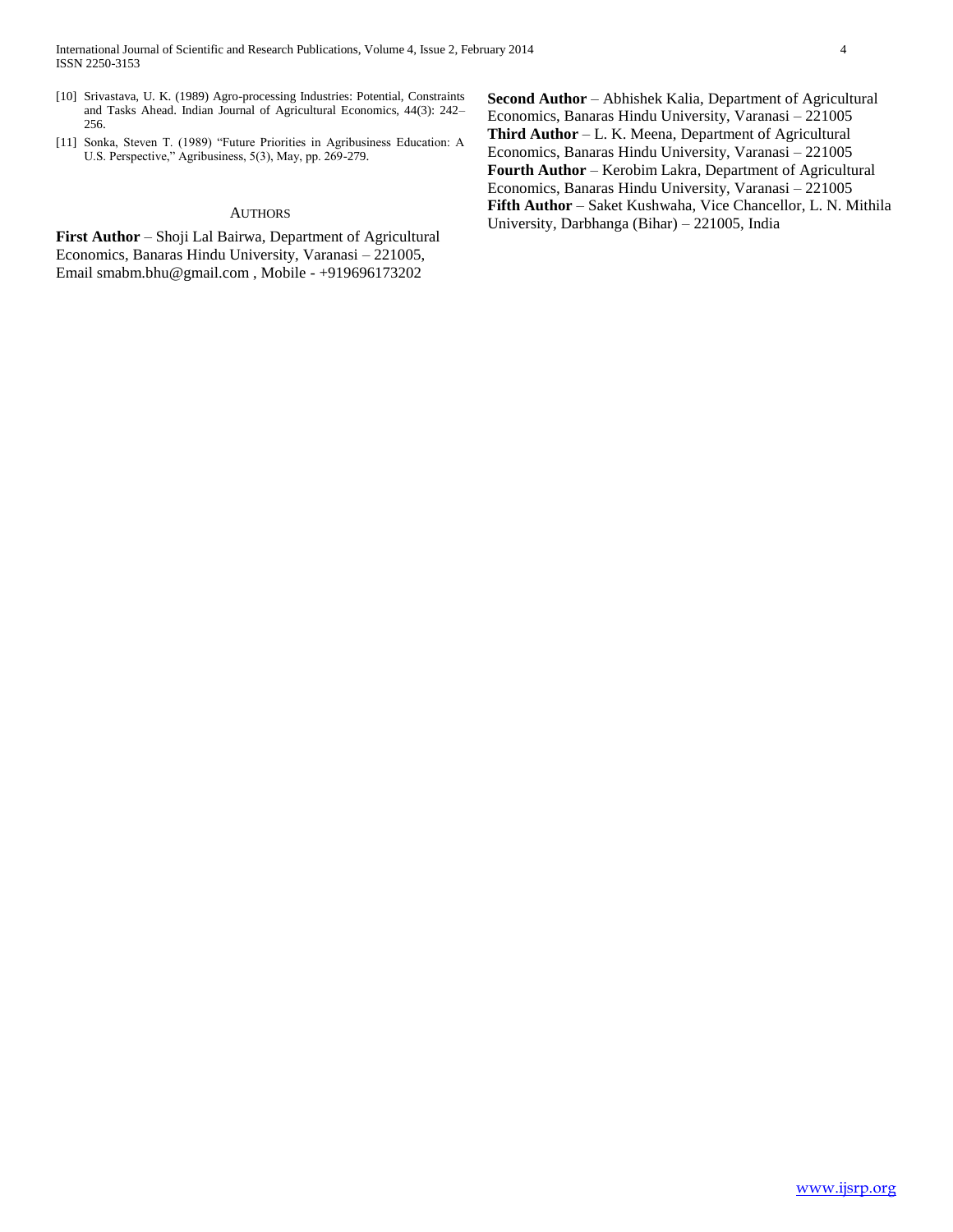[10] Srivastava, U. K. (1989) Agro-processing Industries: Potential, Constraints and Tasks Ahead. Indian Journal of Agricultural Economics, 44(3): 242–256.

[11] Sonka, Steven T. (1989) "Future Priorities in Agribusiness Education: A U.S. Perspective," Agribusiness, 5(3), May, pp. 269-279.

## AUTHORS

**First Author** – Shoji Lal Bairwa, Department of Agricultural Economics, Banaras Hindu University, Varanasi – 221005, Email smabm.bhu@gmail.com , Mobile - +919696173202

**Second Author** – Abhishek Kalia, Department of Agricultural Economics, Banaras Hindu University, Varanasi – 221005

**Third Author** – L. K. Meena, Department of Agricultural Economics, Banaras Hindu University, Varanasi – 221005

**Fourth Author** – Kerobim Lakra, Department of Agricultural Economics, Banaras Hindu University, Varanasi – 221005

**Fifth Author** – Saket Kushwaha, Vice Chancellor, L. N. Mithila University, Darbhanga (Bihar) – 221005, India